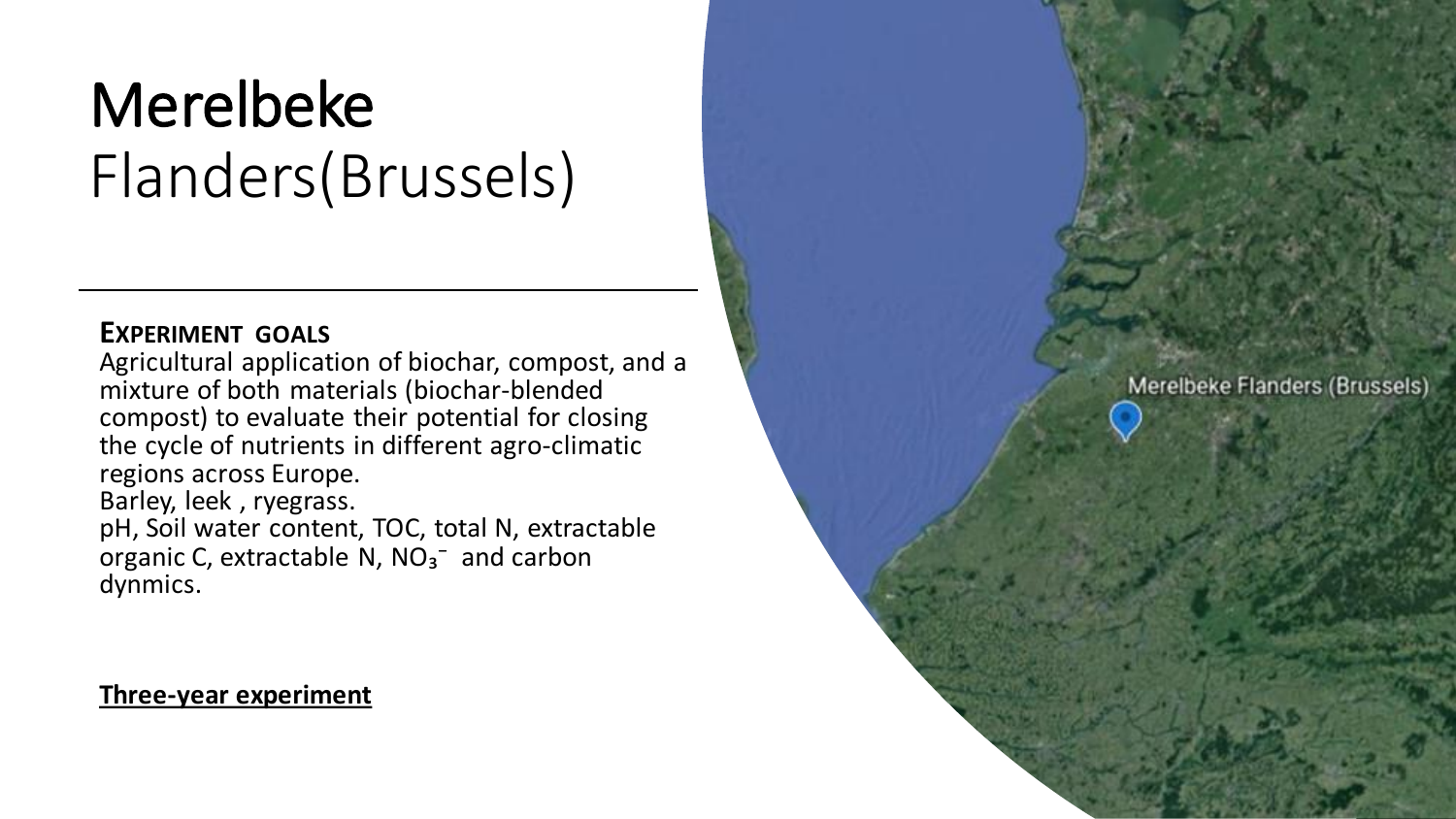# Merelbeke

Flanders(Brussels)

**EXPERIMENT GOALS**

Agricultural application of biochar, compost, and a mixture of both materials (biochar-blended compost) to evaluate their potential for closing the cycle of nutrients in different agro-climatic regions across Europe.

Barley, leek , ryegrass.

pH, Soil water content, TOC, total N, extractable organic C, extractable N, $NO_3^-$ and carbon dynmics.

**Three-year experiment**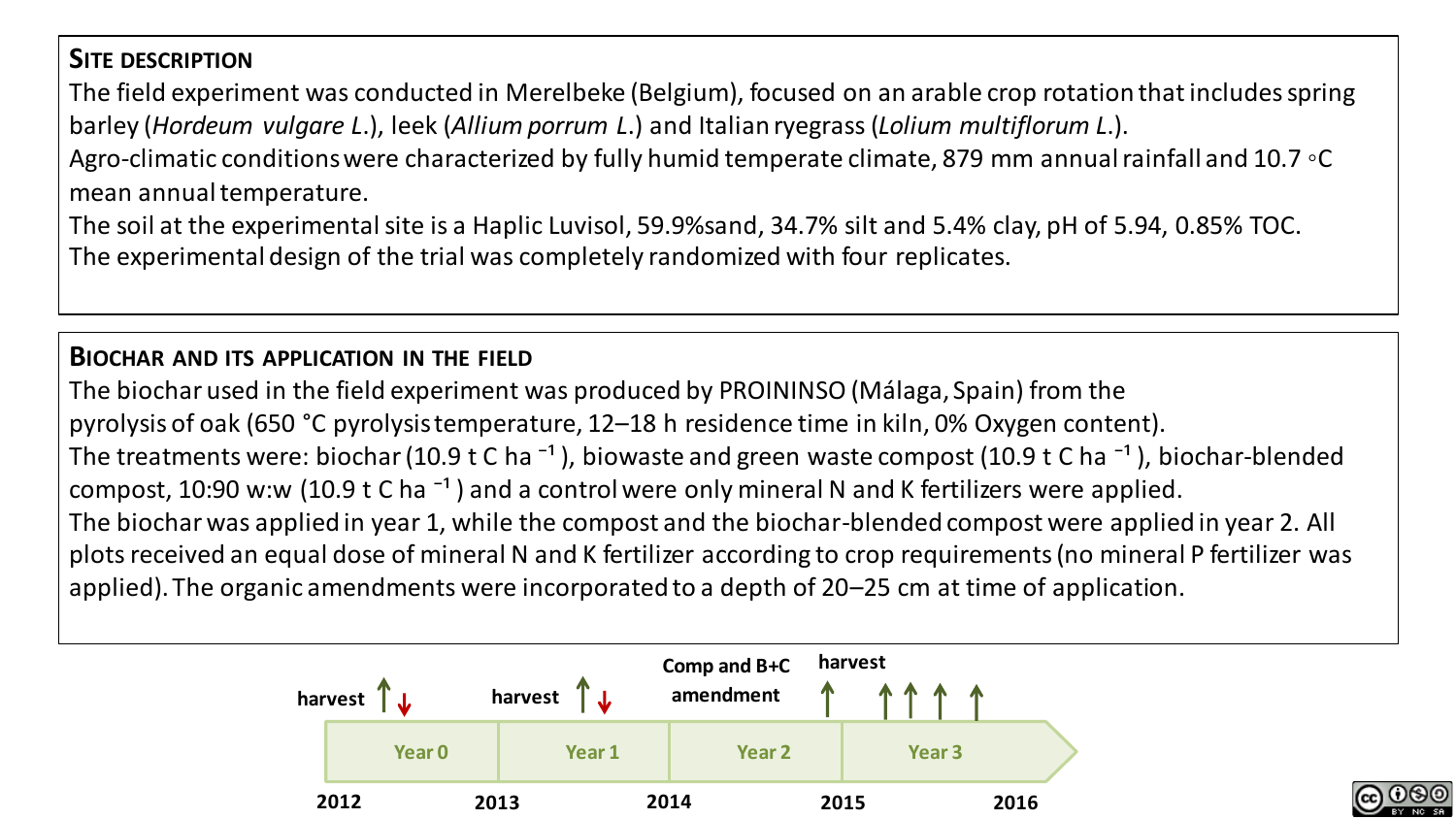## Site description

The field experiment was conducted in Merelbeke (Belgium), focused on an arable crop rotation that includes spring barley (*Hordeum vulgare L.*), leek (*Allium porrum L.*) and Italian ryegrass (*Lolium multiflorum L.*).

Agro-climatic conditions were characterized by fully humid temperate climate, 879 mm annual rainfall and 10.7 ◦C mean annual temperature.

The soil at the experimental site is a Haplic Luvisol, 59.9%sand, 34.7% silt and 5.4% clay, pH of 5.94, 0.85% TOC.

The experimental design of the trial was completely randomized with four replicates.

## Biochar and its application in the field

The biochar used in the field experiment was produced by PROININSO (Málaga, Spain) from the pyrolysis of oak (650 °C pyrolysis temperature, 12–18 h residence time in kiln, 0% Oxygen content).

The treatments were: biochar (10.9 t C ha $^{-1}$), biowaste and green waste compost (10.9 t C ha $^{-1}$), biochar-blended compost, 10:90 w:w (10.9 t C ha $^{-1}$) and a control were only mineral N and K fertilizers were applied.

The biochar was applied in year 1, while the compost and the biochar-blended compost were applied in year 2. All plots received an equal dose of mineral N and K fertilizer according to crop requirements (no mineral P fertilizer was applied). The organic amendments were incorporated to a depth of 20–25 cm at time of application.

harvest ↑↓ | harvest ↑↓ | Comp and B+C amendment | harvest ↑ ↑ ↑ ↑ ↑

Year 0 | Year 1 | Year 2 | Year 3

2012 | 2013 | 2014 | 2015 | 2016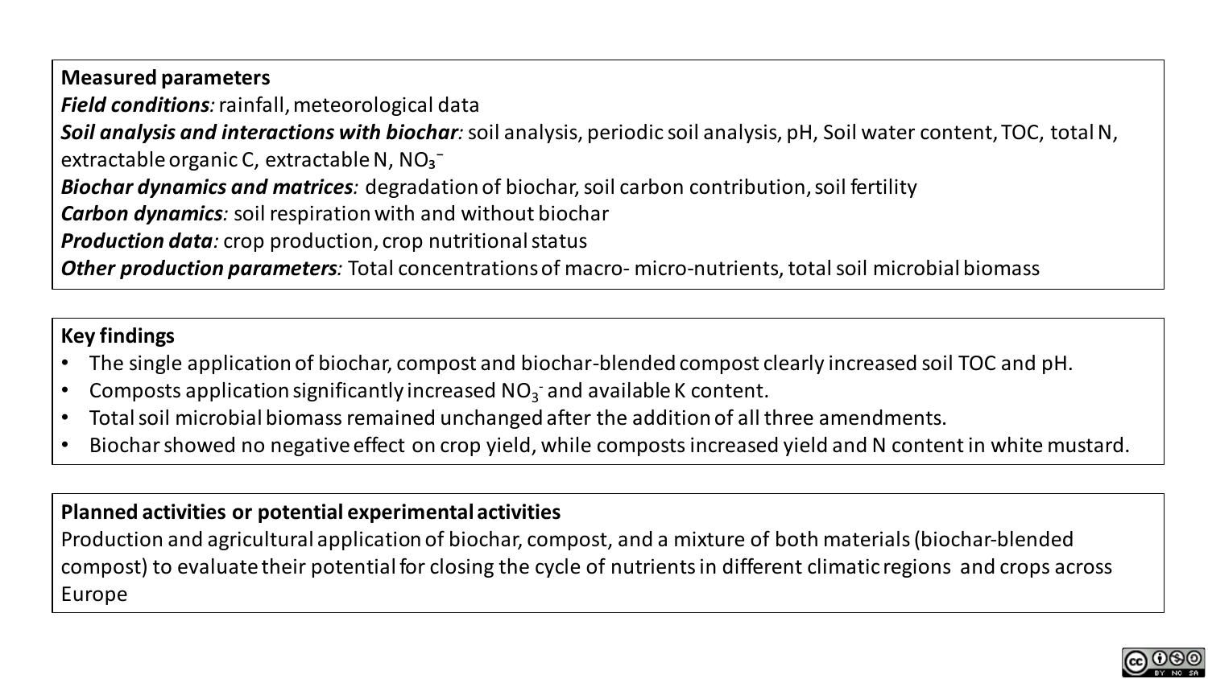**Measured parameters**

***Field conditions:*** rainfall, meteorological data

***Soil analysis and interactions with biochar:*** soil analysis, periodic soil analysis, pH, Soil water content, TOC, total N, extractable organic C, extractable N, $NO_3^-$

***Biochar dynamics and matrices:*** degradation of biochar, soil carbon contribution, soil fertility

***Carbon dynamics:*** soil respiration with and without biochar

***Production data:*** crop production, crop nutritional status

***Other production parameters:*** Total concentrations of macro- micro-nutrients, total soil microbial biomass

**Key findings**

- The single application of biochar, compost and biochar-blended compost clearly increased soil TOC and pH.
- Composts application significantly increased $NO_3^-$ and available K content.
- Total soil microbial biomass remained unchanged after the addition of all three amendments.
- Biochar showed no negative effect on crop yield, while composts increased yield and N content in white mustard.

**Planned activities or potential experimental activities**

Production and agricultural application of biochar, compost, and a mixture of both materials (biochar-blended compost) to evaluate their potential for closing the cycle of nutrients in different climatic regions and crops across Europe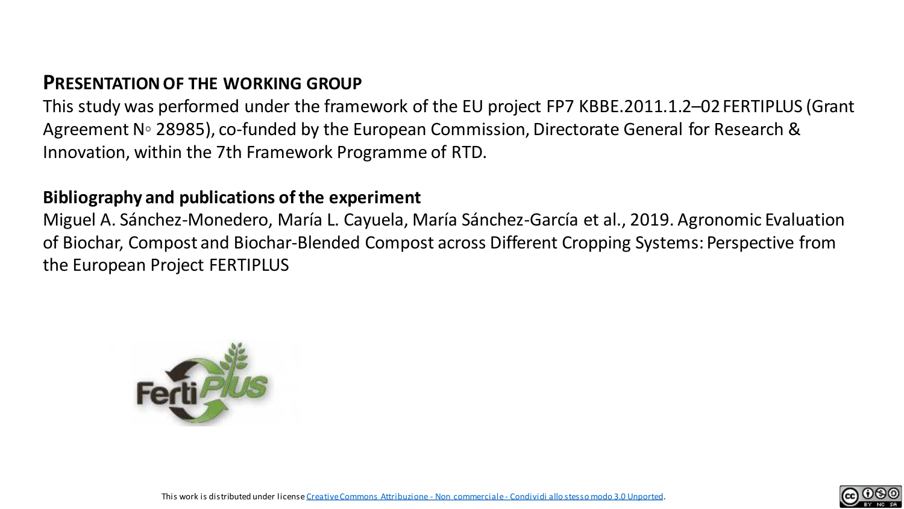## PRESENTATION OF THE WORKING GROUP

This study was performed under the framework of the EU project FP7 KBBE.2011.1.2–02 FERTIPLUS (Grant Agreement N◦ 28985), co-funded by the European Commission, Directorate General for Research & Innovation, within the 7th Framework Programme of RTD.

## Bibliography and publications of the experiment

Miguel A. Sánchez-Monedero, María L. Cayuela, María Sánchez-García et al., 2019. Agronomic Evaluation of Biochar, Compost and Biochar-Blended Compost across Different Cropping Systems: Perspective from the European Project FERTIPLUS

This work is distributed under license [Creative Commons Attribuzione - Non commerciale - Condividi allo stesso modo 3.0 Unported](Creative Commons Attribuzione - Non commerciale - Condividi allo stesso modo 3.0 Unported).